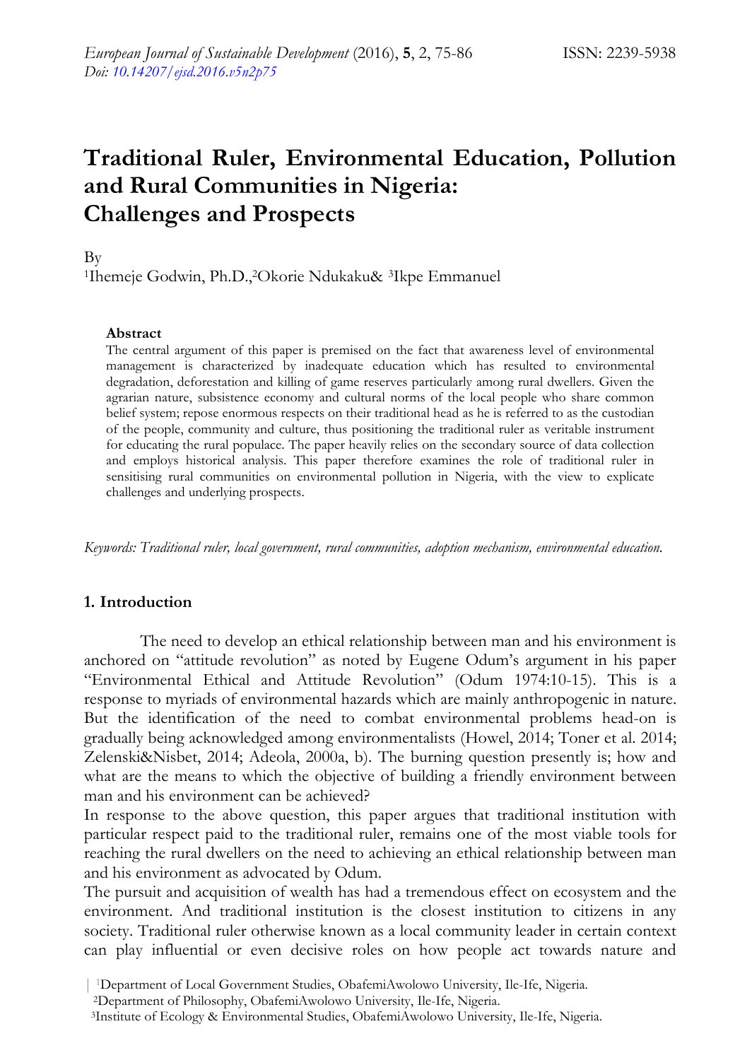# Traditional Ruler, Environmental Education, Pollution and Rural Communities in Nigeria: Challenges and Prospects

By

[1]Ihemeje Godwin, Ph.D.,[2]Okorie Ndukaku& [3]Ikpe Emmanuel

**Abstract**

The central argument of this paper is premised on the fact that awareness level of environmental management is characterized by inadequate education which has resulted to environmental degradation, deforestation and killing of game reserves particularly among rural dwellers. Given the agrarian nature, subsistence economy and cultural norms of the local people who share common belief system; repose enormous respects on their traditional head as he is referred to as the custodian of the people, community and culture, thus positioning the traditional ruler as veritable instrument for educating the rural populace. The paper heavily relies on the secondary source of data collection and employs historical analysis. This paper therefore examines the role of traditional ruler in sensitising rural communities on environmental pollution in Nigeria, with the view to explicate challenges and underlying prospects.

*Keywords: Traditional ruler, local government, rural communities, adoption mechanism, environmental education.*

## 1. Introduction

The need to develop an ethical relationship between man and his environment is anchored on "attitude revolution" as noted by Eugene Odum's argument in his paper "Environmental Ethical and Attitude Revolution" (Odum 1974:10-15). This is a response to myriads of environmental hazards which are mainly anthropogenic in nature. But the identification of the need to combat environmental problems head-on is gradually being acknowledged among environmentalists (Howel, 2014; Toner et al. 2014; Zelenski&Nisbet, 2014; Adeola, 2000a, b). The burning question presently is; how and what are the means to which the objective of building a friendly environment between man and his environment can be achieved?

In response to the above question, this paper argues that traditional institution with particular respect paid to the traditional ruler, remains one of the most viable tools for reaching the rural dwellers on the need to achieving an ethical relationship between man and his environment as advocated by Odum.

The pursuit and acquisition of wealth has had a tremendous effect on ecosystem and the environment. And traditional institution is the closest institution to citizens in any society. Traditional ruler otherwise known as a local community leader in certain context can play influential or even decisive roles on how people act towards nature and

[1]Department of Local Government Studies, ObafemiAwolowo University, Ile-Ife, Nigeria.

[2]Department of Philosophy, ObafemiAwolowo University, Ile-Ife, Nigeria.

[3]Institute of Ecology & Environmental Studies, ObafemiAwolowo University, Ile-Ife, Nigeria.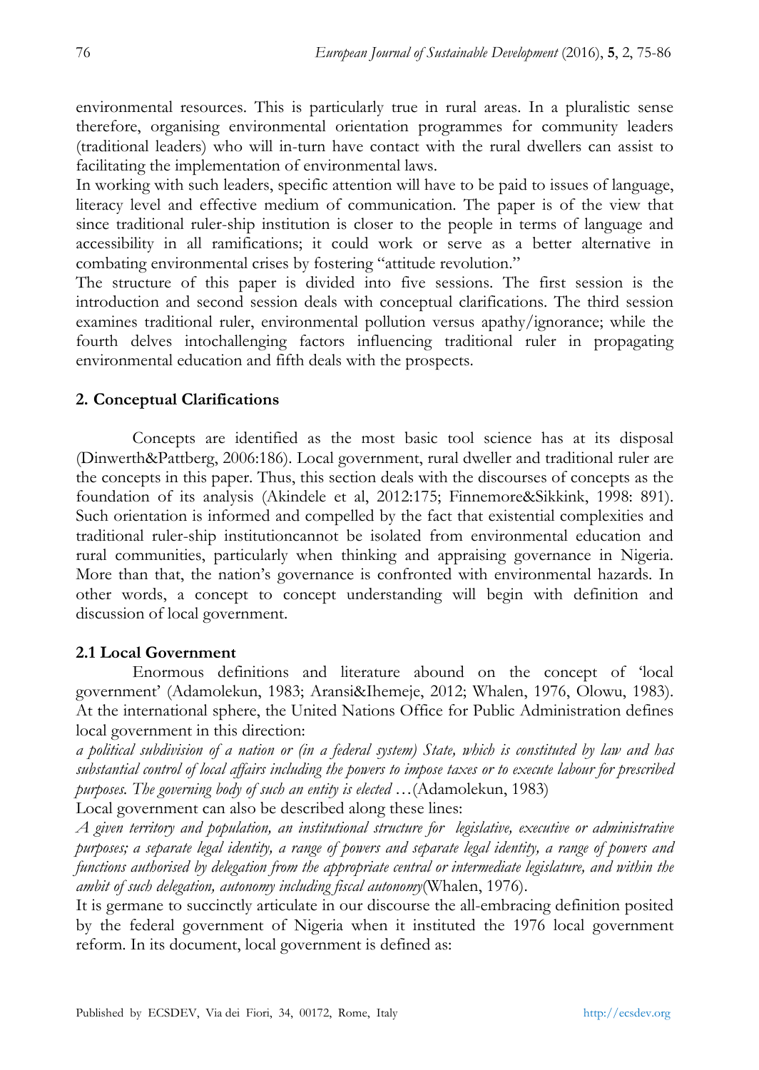environmental resources. This is particularly true in rural areas. In a pluralistic sense therefore, organising environmental orientation programmes for community leaders (traditional leaders) who will in-turn have contact with the rural dwellers can assist to facilitating the implementation of environmental laws.

In working with such leaders, specific attention will have to be paid to issues of language, literacy level and effective medium of communication. The paper is of the view that since traditional ruler-ship institution is closer to the people in terms of language and accessibility in all ramifications; it could work or serve as a better alternative in combating environmental crises by fostering "attitude revolution."

The structure of this paper is divided into five sessions. The first session is the introduction and second session deals with conceptual clarifications. The third session examines traditional ruler, environmental pollution versus apathy/ignorance; while the fourth delves intochallenging factors influencing traditional ruler in propagating environmental education and fifth deals with the prospects.

## 2. Conceptual Clarifications

Concepts are identified as the most basic tool science has at its disposal (Dinwerth&Pattberg, 2006:186). Local government, rural dweller and traditional ruler are the concepts in this paper. Thus, this section deals with the discourses of concepts as the foundation of its analysis (Akindele et al, 2012:175; Finnemore&Sikkink, 1998: 891). Such orientation is informed and compelled by the fact that existential complexities and traditional ruler-ship institutioncannot be isolated from environmental education and rural communities, particularly when thinking and appraising governance in Nigeria. More than that, the nation's governance is confronted with environmental hazards. In other words, a concept to concept understanding will begin with definition and discussion of local government.

### 2.1 Local Government

Enormous definitions and literature abound on the concept of 'local government' (Adamolekun, 1983; Aransi&Ihemeje, 2012; Whalen, 1976, Olowu, 1983). At the international sphere, the United Nations Office for Public Administration defines local government in this direction:

*a political subdivision of a nation or (in a federal system) State, which is constituted by law and has substantial control of local affairs including the powers to impose taxes or to execute labour for prescribed purposes. The governing body of such an entity is elected* …(Adamolekun, 1983)

Local government can also be described along these lines:

*A given territory and population, an institutional structure for legislative, executive or administrative purposes; a separate legal identity, a range of powers and separate legal identity, a range of powers and functions authorised by delegation from the appropriate central or intermediate legislature, and within the ambit of such delegation, autonomy including fiscal autonomy*(Whalen, 1976).

It is germane to succinctly articulate in our discourse the all-embracing definition posited by the federal government of Nigeria when it instituted the 1976 local government reform. In its document, local government is defined as: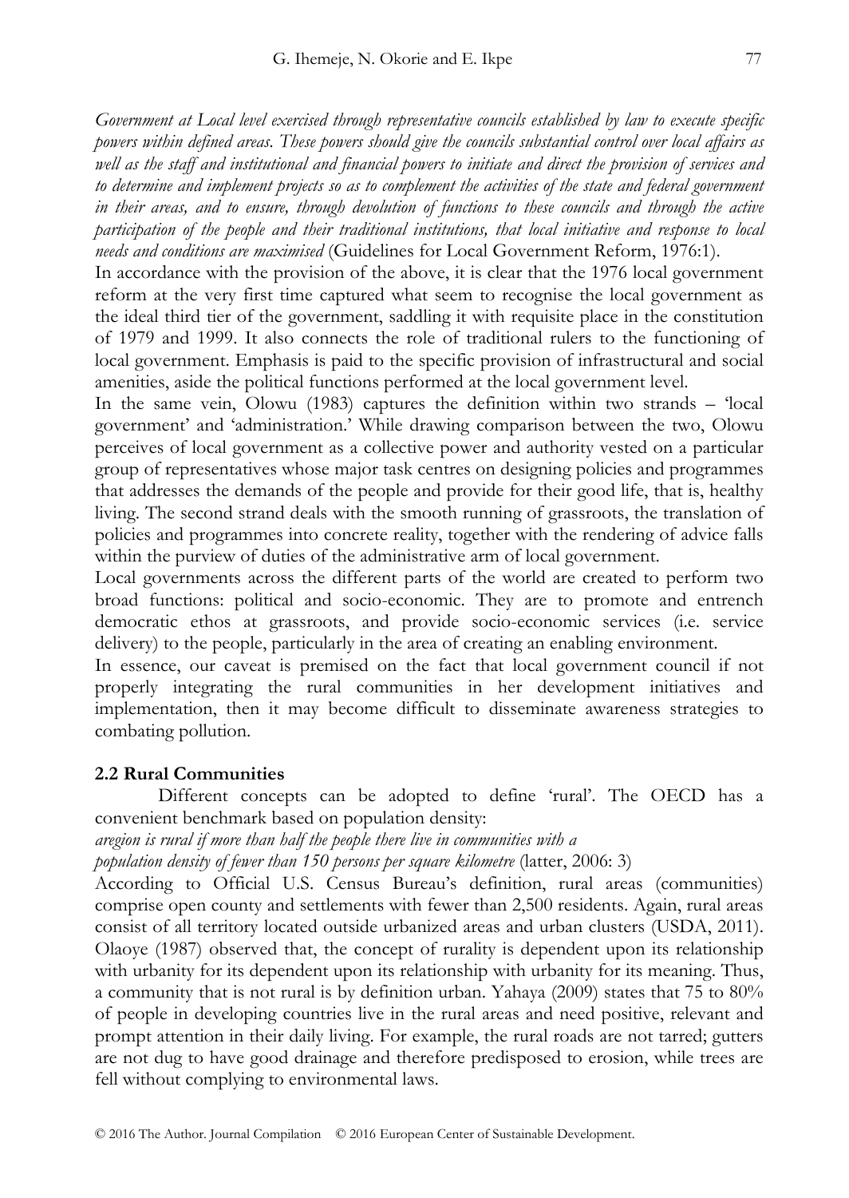*Government at Local level exercised through representative councils established by law to execute specific powers within defined areas. These powers should give the councils substantial control over local affairs as well as the staff and institutional and financial powers to initiate and direct the provision of services and to determine and implement projects so as to complement the activities of the state and federal government in their areas, and to ensure, through devolution of functions to these councils and through the active participation of the people and their traditional institutions, that local initiative and response to local needs and conditions are maximised* (Guidelines for Local Government Reform, 1976:1).

In accordance with the provision of the above, it is clear that the 1976 local government reform at the very first time captured what seem to recognise the local government as the ideal third tier of the government, saddling it with requisite place in the constitution of 1979 and 1999. It also connects the role of traditional rulers to the functioning of local government. Emphasis is paid to the specific provision of infrastructural and social amenities, aside the political functions performed at the local government level.

In the same vein, Olowu (1983) captures the definition within two strands – 'local government' and 'administration.' While drawing comparison between the two, Olowu perceives of local government as a collective power and authority vested on a particular group of representatives whose major task centres on designing policies and programmes that addresses the demands of the people and provide for their good life, that is, healthy living. The second strand deals with the smooth running of grassroots, the translation of policies and programmes into concrete reality, together with the rendering of advice falls within the purview of duties of the administrative arm of local government.

Local governments across the different parts of the world are created to perform two broad functions: political and socio-economic. They are to promote and entrench democratic ethos at grassroots, and provide socio-economic services (i.e. service delivery) to the people, particularly in the area of creating an enabling environment.

In essence, our caveat is premised on the fact that local government council if not properly integrating the rural communities in her development initiatives and implementation, then it may become difficult to disseminate awareness strategies to combating pollution.

### 2.2 Rural Communities

Different concepts can be adopted to define 'rural'. The OECD has a convenient benchmark based on population density:

*aregion is rural if more than half the people there live in communities with a population density of fewer than 150 persons per square kilometre* (latter, 2006: 3)

According to Official U.S. Census Bureau's definition, rural areas (communities) comprise open county and settlements with fewer than 2,500 residents. Again, rural areas consist of all territory located outside urbanized areas and urban clusters (USDA, 2011). Olaoye (1987) observed that, the concept of rurality is dependent upon its relationship with urbanity for its dependent upon its relationship with urbanity for its meaning. Thus, a community that is not rural is by definition urban. Yahaya (2009) states that 75 to 80% of people in developing countries live in the rural areas and need positive, relevant and prompt attention in their daily living. For example, the rural roads are not tarred; gutters are not dug to have good drainage and therefore predisposed to erosion, while trees are fell without complying to environmental laws.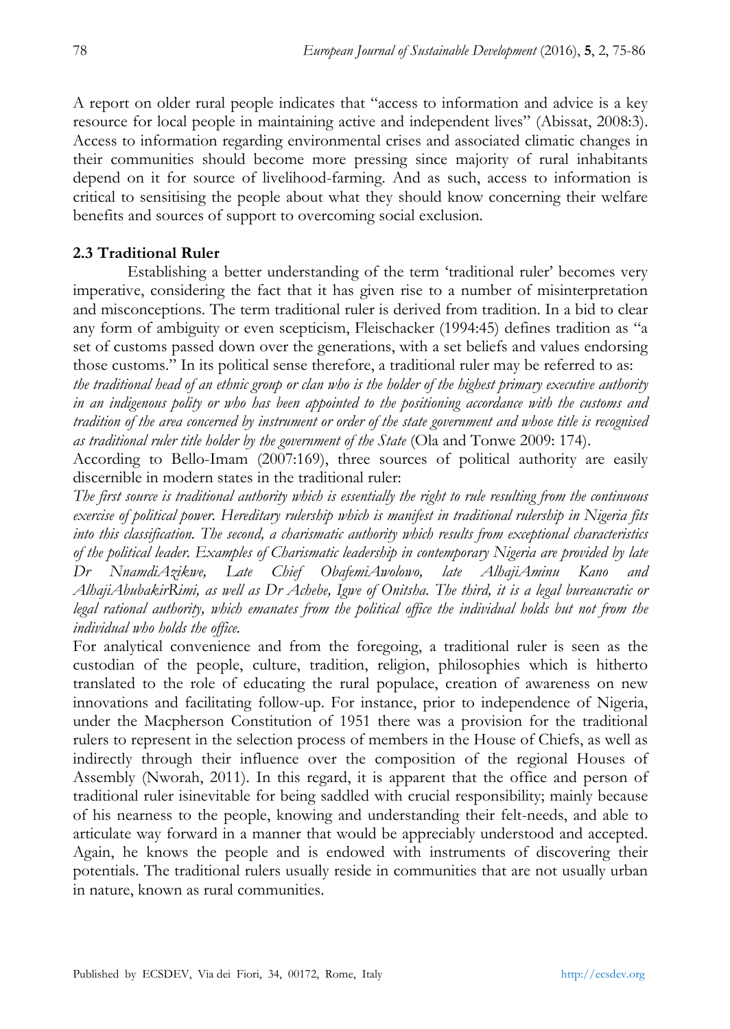A report on older rural people indicates that "access to information and advice is a key resource for local people in maintaining active and independent lives" (Abissat, 2008:3). Access to information regarding environmental crises and associated climatic changes in their communities should become more pressing since majority of rural inhabitants depend on it for source of livelihood-farming. And as such, access to information is critical to sensitising the people about what they should know concerning their welfare benefits and sources of support to overcoming social exclusion.

### 2.3 Traditional Ruler

Establishing a better understanding of the term 'traditional ruler' becomes very imperative, considering the fact that it has given rise to a number of misinterpretation and misconceptions. The term traditional ruler is derived from tradition. In a bid to clear any form of ambiguity or even scepticism, Fleischacker (1994:45) defines tradition as "a set of customs passed down over the generations, with a set beliefs and values endorsing those customs." In its political sense therefore, a traditional ruler may be referred to as:

*the traditional head of an ethnic group or clan who is the holder of the highest primary executive authority in an indigenous polity or who has been appointed to the positioning accordance with the customs and tradition of the area concerned by instrument or order of the state government and whose title is recognised as traditional ruler title holder by the government of the State* (Ola and Tonwe 2009: 174).

According to Bello-Imam (2007:169), three sources of political authority are easily discernible in modern states in the traditional ruler:

*The first source is traditional authority which is essentially the right to rule resulting from the continuous exercise of political power. Hereditary rulership which is manifest in traditional rulership in Nigeria fits into this classification. The second, a charismatic authority which results from exceptional characteristics of the political leader. Examples of Charismatic leadership in contemporary Nigeria are provided by late Dr NnamdiAzikwe, Late Chief ObafemiAwolowo, late AlhajiAminu Kano and AlhajiAbubakirRimi, as well as Dr Achebe, Igwe of Onitsha. The third, it is a legal bureaucratic or legal rational authority, which emanates from the political office the individual holds but not from the individual who holds the office.*

For analytical convenience and from the foregoing, a traditional ruler is seen as the custodian of the people, culture, tradition, religion, philosophies which is hitherto translated to the role of educating the rural populace, creation of awareness on new innovations and facilitating follow-up. For instance, prior to independence of Nigeria, under the Macpherson Constitution of 1951 there was a provision for the traditional rulers to represent in the selection process of members in the House of Chiefs, as well as indirectly through their influence over the composition of the regional Houses of Assembly (Nworah, 2011). In this regard, it is apparent that the office and person of traditional ruler isinevitable for being saddled with crucial responsibility; mainly because of his nearness to the people, knowing and understanding their felt-needs, and able to articulate way forward in a manner that would be appreciably understood and accepted. Again, he knows the people and is endowed with instruments of discovering their potentials. The traditional rulers usually reside in communities that are not usually urban in nature, known as rural communities.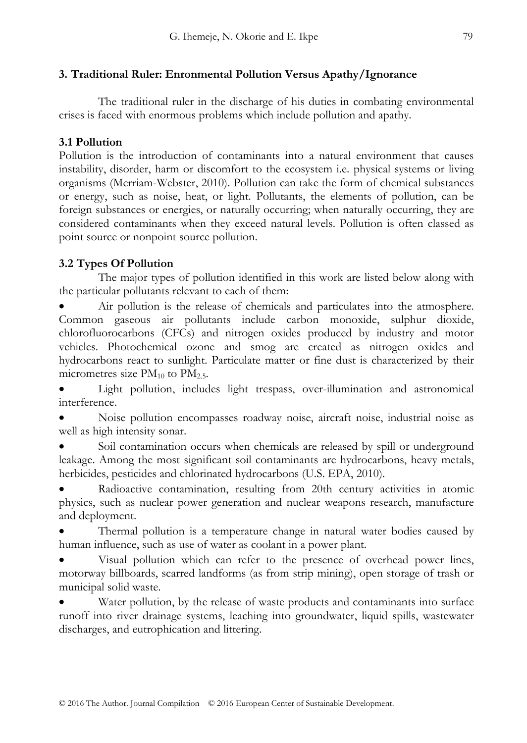### 3. Traditional Ruler: Enronmental Pollution Versus Apathy/Ignorance

The traditional ruler in the discharge of his duties in combating environmental crises is faced with enormous problems which include pollution and apathy.

#### 3.1 Pollution

Pollution is the introduction of contaminants into a natural environment that causes instability, disorder, harm or discomfort to the ecosystem i.e. physical systems or living organisms (Merriam-Webster, 2010). Pollution can take the form of chemical substances or energy, such as noise, heat, or light. Pollutants, the elements of pollution, can be foreign substances or energies, or naturally occurring; when naturally occurring, they are considered contaminants when they exceed natural levels. Pollution is often classed as point source or nonpoint source pollution.

#### 3.2 Types Of Pollution

The major types of pollution identified in this work are listed below along with the particular pollutants relevant to each of them:

- Air pollution is the release of chemicals and particulates into the atmosphere. Common gaseous air pollutants include carbon monoxide, sulphur dioxide, chlorofluorocarbons (CFCs) and nitrogen oxides produced by industry and motor vehicles. Photochemical ozone and smog are created as nitrogen oxides and hydrocarbons react to sunlight. Particulate matter or fine dust is characterized by their micrometres size $PM_{10}$ to $PM_{2.5}$.
- Light pollution, includes light trespass, over-illumination and astronomical interference.
- Noise pollution encompasses roadway noise, aircraft noise, industrial noise as well as high intensity sonar.
- Soil contamination occurs when chemicals are released by spill or underground leakage. Among the most significant soil contaminants are hydrocarbons, heavy metals, herbicides, pesticides and chlorinated hydrocarbons (U.S. EPA, 2010).
- Radioactive contamination, resulting from 20th century activities in atomic physics, such as nuclear power generation and nuclear weapons research, manufacture and deployment.
- Thermal pollution is a temperature change in natural water bodies caused by human influence, such as use of water as coolant in a power plant.
- Visual pollution which can refer to the presence of overhead power lines, motorway billboards, scarred landforms (as from strip mining), open storage of trash or municipal solid waste.
- Water pollution, by the release of waste products and contaminants into surface runoff into river drainage systems, leaching into groundwater, liquid spills, wastewater discharges, and eutrophication and littering.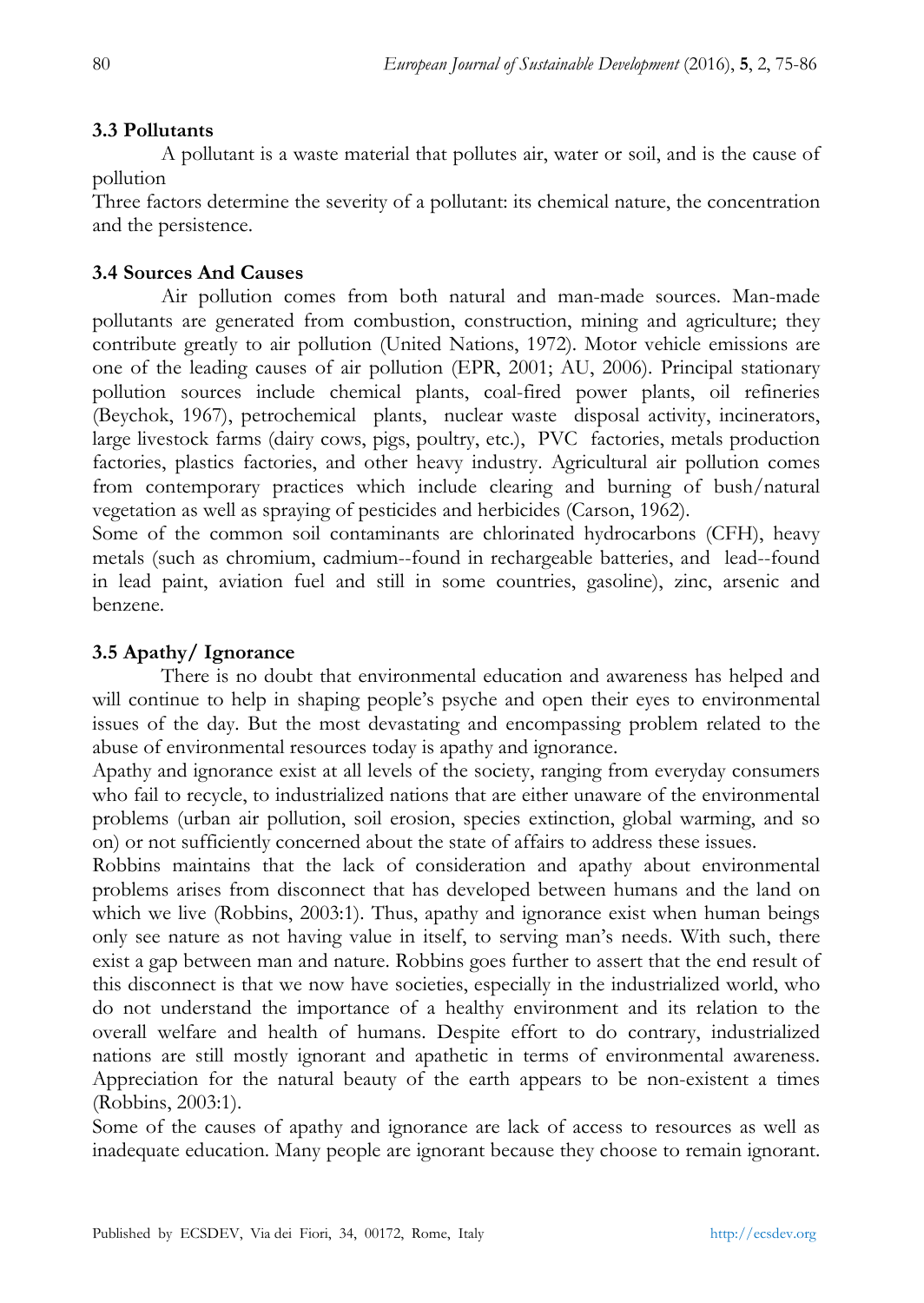### 3.3 Pollutants

A pollutant is a waste material that pollutes air, water or soil, and is the cause of pollution

Three factors determine the severity of a pollutant: its chemical nature, the concentration and the persistence.

### 3.4 Sources And Causes

Air pollution comes from both natural and man-made sources. Man-made pollutants are generated from combustion, construction, mining and agriculture; they contribute greatly to air pollution (United Nations, 1972). Motor vehicle emissions are one of the leading causes of air pollution (EPR, 2001; AU, 2006). Principal stationary pollution sources include chemical plants, coal-fired power plants, oil refineries (Beychok, 1967), petrochemical plants, nuclear waste disposal activity, incinerators, large livestock farms (dairy cows, pigs, poultry, etc.), PVC factories, metals production factories, plastics factories, and other heavy industry. Agricultural air pollution comes from contemporary practices which include clearing and burning of bush/natural vegetation as well as spraying of pesticides and herbicides (Carson, 1962).

Some of the common soil contaminants are chlorinated hydrocarbons (CFH), heavy metals (such as chromium, cadmium--found in rechargeable batteries, and lead--found in lead paint, aviation fuel and still in some countries, gasoline), zinc, arsenic and benzene.

### 3.5 Apathy/ Ignorance

There is no doubt that environmental education and awareness has helped and will continue to help in shaping people's psyche and open their eyes to environmental issues of the day. But the most devastating and encompassing problem related to the abuse of environmental resources today is apathy and ignorance.

Apathy and ignorance exist at all levels of the society, ranging from everyday consumers who fail to recycle, to industrialized nations that are either unaware of the environmental problems (urban air pollution, soil erosion, species extinction, global warming, and so on) or not sufficiently concerned about the state of affairs to address these issues.

Robbins maintains that the lack of consideration and apathy about environmental problems arises from disconnect that has developed between humans and the land on which we live (Robbins, 2003:1). Thus, apathy and ignorance exist when human beings only see nature as not having value in itself, to serving man's needs. With such, there exist a gap between man and nature. Robbins goes further to assert that the end result of this disconnect is that we now have societies, especially in the industrialized world, who do not understand the importance of a healthy environment and its relation to the overall welfare and health of humans. Despite effort to do contrary, industrialized nations are still mostly ignorant and apathetic in terms of environmental awareness. Appreciation for the natural beauty of the earth appears to be non-existent a times (Robbins, 2003:1).

Some of the causes of apathy and ignorance are lack of access to resources as well as inadequate education. Many people are ignorant because they choose to remain ignorant.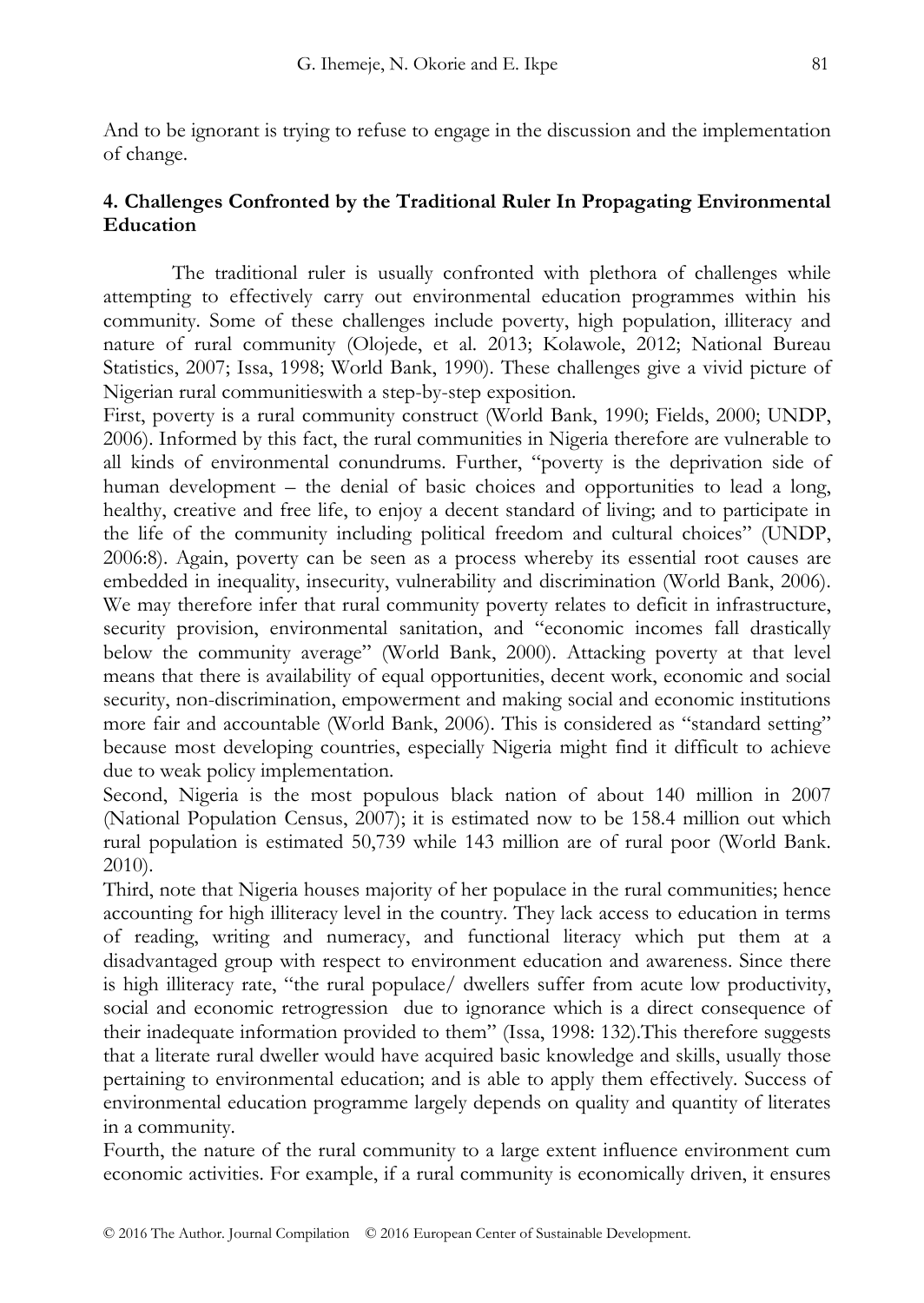And to be ignorant is trying to refuse to engage in the discussion and the implementation of change.

## 4. Challenges Confronted by the Traditional Ruler In Propagating Environmental Education

The traditional ruler is usually confronted with plethora of challenges while attempting to effectively carry out environmental education programmes within his community. Some of these challenges include poverty, high population, illiteracy and nature of rural community (Olojede, et al. 2013; Kolawole, 2012; National Bureau Statistics, 2007; Issa, 1998; World Bank, 1990). These challenges give a vivid picture of Nigerian rural communitieswith a step-by-step exposition.

First, poverty is a rural community construct (World Bank, 1990; Fields, 2000; UNDP, 2006). Informed by this fact, the rural communities in Nigeria therefore are vulnerable to all kinds of environmental conundrums. Further, "poverty is the deprivation side of human development – the denial of basic choices and opportunities to lead a long, healthy, creative and free life, to enjoy a decent standard of living; and to participate in the life of the community including political freedom and cultural choices" (UNDP, 2006:8). Again, poverty can be seen as a process whereby its essential root causes are embedded in inequality, insecurity, vulnerability and discrimination (World Bank, 2006). We may therefore infer that rural community poverty relates to deficit in infrastructure, security provision, environmental sanitation, and "economic incomes fall drastically below the community average" (World Bank, 2000). Attacking poverty at that level means that there is availability of equal opportunities, decent work, economic and social security, non-discrimination, empowerment and making social and economic institutions more fair and accountable (World Bank, 2006). This is considered as "standard setting" because most developing countries, especially Nigeria might find it difficult to achieve due to weak policy implementation.

Second, Nigeria is the most populous black nation of about 140 million in 2007 (National Population Census, 2007); it is estimated now to be 158.4 million out which rural population is estimated 50,739 while 143 million are of rural poor (World Bank. 2010).

Third, note that Nigeria houses majority of her populace in the rural communities; hence accounting for high illiteracy level in the country. They lack access to education in terms of reading, writing and numeracy, and functional literacy which put them at a disadvantaged group with respect to environment education and awareness. Since there is high illiteracy rate, "the rural populace/ dwellers suffer from acute low productivity, social and economic retrogression due to ignorance which is a direct consequence of their inadequate information provided to them" (Issa, 1998: 132).This therefore suggests that a literate rural dweller would have acquired basic knowledge and skills, usually those pertaining to environmental education; and is able to apply them effectively. Success of environmental education programme largely depends on quality and quantity of literates in a community.

Fourth, the nature of the rural community to a large extent influence environment cum economic activities. For example, if a rural community is economically driven, it ensures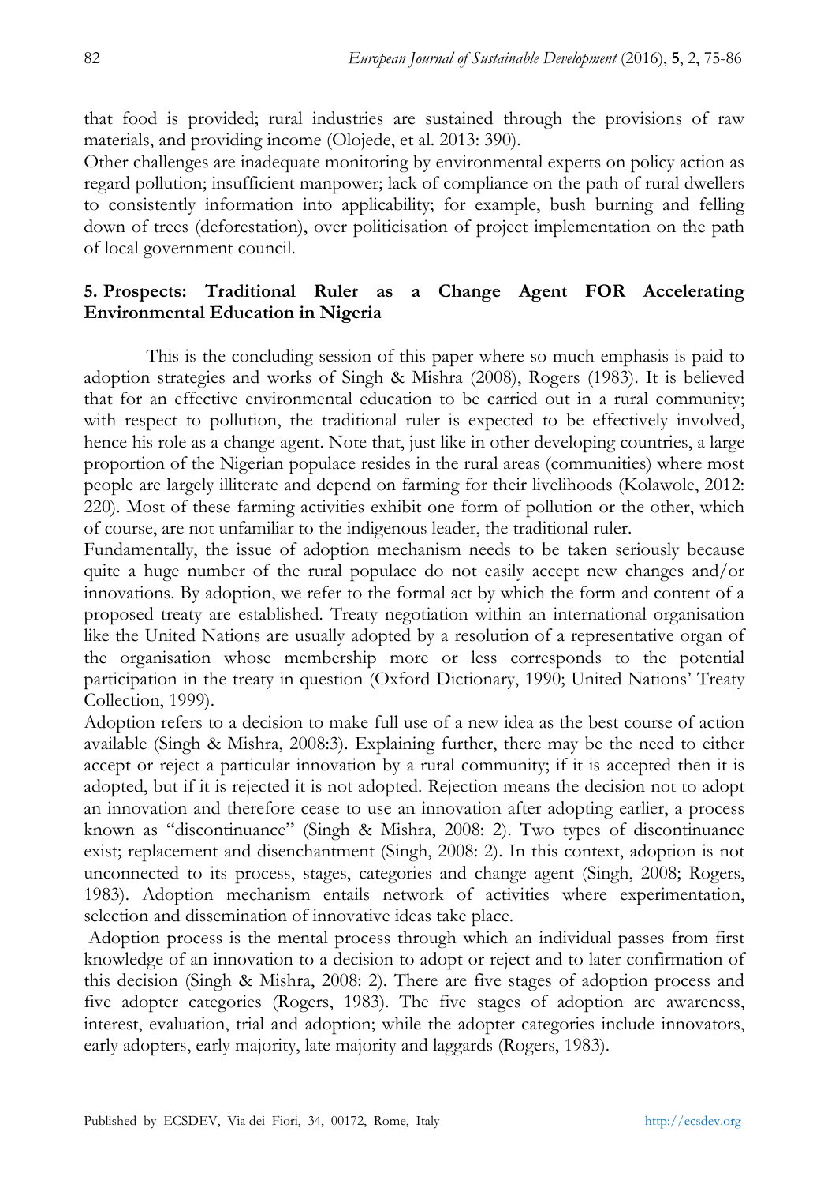that food is provided; rural industries are sustained through the provisions of raw materials, and providing income (Olojede, et al. 2013: 390).

Other challenges are inadequate monitoring by environmental experts on policy action as regard pollution; insufficient manpower; lack of compliance on the path of rural dwellers to consistently information into applicability; for example, bush burning and felling down of trees (deforestation), over politicisation of project implementation on the path of local government council.

## 5. Prospects: Traditional Ruler as a Change Agent FOR Accelerating Environmental Education in Nigeria

This is the concluding session of this paper where so much emphasis is paid to adoption strategies and works of Singh & Mishra (2008), Rogers (1983). It is believed that for an effective environmental education to be carried out in a rural community; with respect to pollution, the traditional ruler is expected to be effectively involved, hence his role as a change agent. Note that, just like in other developing countries, a large proportion of the Nigerian populace resides in the rural areas (communities) where most people are largely illiterate and depend on farming for their livelihoods (Kolawole, 2012: 220). Most of these farming activities exhibit one form of pollution or the other, which of course, are not unfamiliar to the indigenous leader, the traditional ruler.

Fundamentally, the issue of adoption mechanism needs to be taken seriously because quite a huge number of the rural populace do not easily accept new changes and/or innovations. By adoption, we refer to the formal act by which the form and content of a proposed treaty are established. Treaty negotiation within an international organisation like the United Nations are usually adopted by a resolution of a representative organ of the organisation whose membership more or less corresponds to the potential participation in the treaty in question (Oxford Dictionary, 1990; United Nations' Treaty Collection, 1999).

Adoption refers to a decision to make full use of a new idea as the best course of action available (Singh & Mishra, 2008:3). Explaining further, there may be the need to either accept or reject a particular innovation by a rural community; if it is accepted then it is adopted, but if it is rejected it is not adopted. Rejection means the decision not to adopt an innovation and therefore cease to use an innovation after adopting earlier, a process known as "discontinuance" (Singh & Mishra, 2008: 2). Two types of discontinuance exist; replacement and disenchantment (Singh, 2008: 2). In this context, adoption is not unconnected to its process, stages, categories and change agent (Singh, 2008; Rogers, 1983). Adoption mechanism entails network of activities where experimentation, selection and dissemination of innovative ideas take place.

Adoption process is the mental process through which an individual passes from first knowledge of an innovation to a decision to adopt or reject and to later confirmation of this decision (Singh & Mishra, 2008: 2). There are five stages of adoption process and five adopter categories (Rogers, 1983). The five stages of adoption are awareness, interest, evaluation, trial and adoption; while the adopter categories include innovators, early adopters, early majority, late majority and laggards (Rogers, 1983).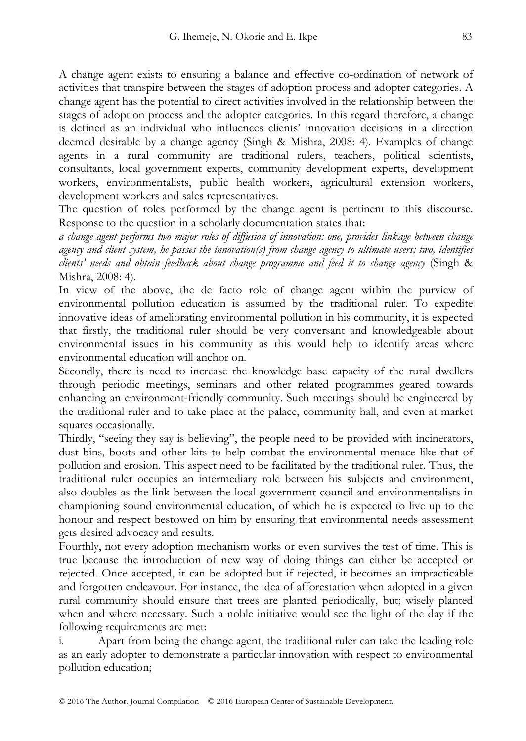A change agent exists to ensuring a balance and effective co-ordination of network of activities that transpire between the stages of adoption process and adopter categories. A change agent has the potential to direct activities involved in the relationship between the stages of adoption process and the adopter categories. In this regard therefore, a change is defined as an individual who influences clients' innovation decisions in a direction deemed desirable by a change agency (Singh & Mishra, 2008: 4). Examples of change agents in a rural community are traditional rulers, teachers, political scientists, consultants, local government experts, community development experts, development workers, environmentalists, public health workers, agricultural extension workers, development workers and sales representatives.

The question of roles performed by the change agent is pertinent to this discourse. Response to the question in a scholarly documentation states that:

*a change agent performs two major roles of diffusion of innovation: one, provides linkage between change agency and client system, he passes the innovation(s) from change agency to ultimate users; two, identifies clients' needs and obtain feedback about change programme and feed it to change agency* (Singh & Mishra, 2008: 4).

In view of the above, the de facto role of change agent within the purview of environmental pollution education is assumed by the traditional ruler. To expedite innovative ideas of ameliorating environmental pollution in his community, it is expected that firstly, the traditional ruler should be very conversant and knowledgeable about environmental issues in his community as this would help to identify areas where environmental education will anchor on.

Secondly, there is need to increase the knowledge base capacity of the rural dwellers through periodic meetings, seminars and other related programmes geared towards enhancing an environment-friendly community. Such meetings should be engineered by the traditional ruler and to take place at the palace, community hall, and even at market squares occasionally.

Thirdly, "seeing they say is believing", the people need to be provided with incinerators, dust bins, boots and other kits to help combat the environmental menace like that of pollution and erosion. This aspect need to be facilitated by the traditional ruler. Thus, the traditional ruler occupies an intermediary role between his subjects and environment, also doubles as the link between the local government council and environmentalists in championing sound environmental education, of which he is expected to live up to the honour and respect bestowed on him by ensuring that environmental needs assessment gets desired advocacy and results.

Fourthly, not every adoption mechanism works or even survives the test of time. This is true because the introduction of new way of doing things can either be accepted or rejected. Once accepted, it can be adopted but if rejected, it becomes an impracticable and forgotten endeavour. For instance, the idea of afforestation when adopted in a given rural community should ensure that trees are planted periodically, but; wisely planted when and where necessary. Such a noble initiative would see the light of the day if the following requirements are met:

i. Apart from being the change agent, the traditional ruler can take the leading role as an early adopter to demonstrate a particular innovation with respect to environmental pollution education;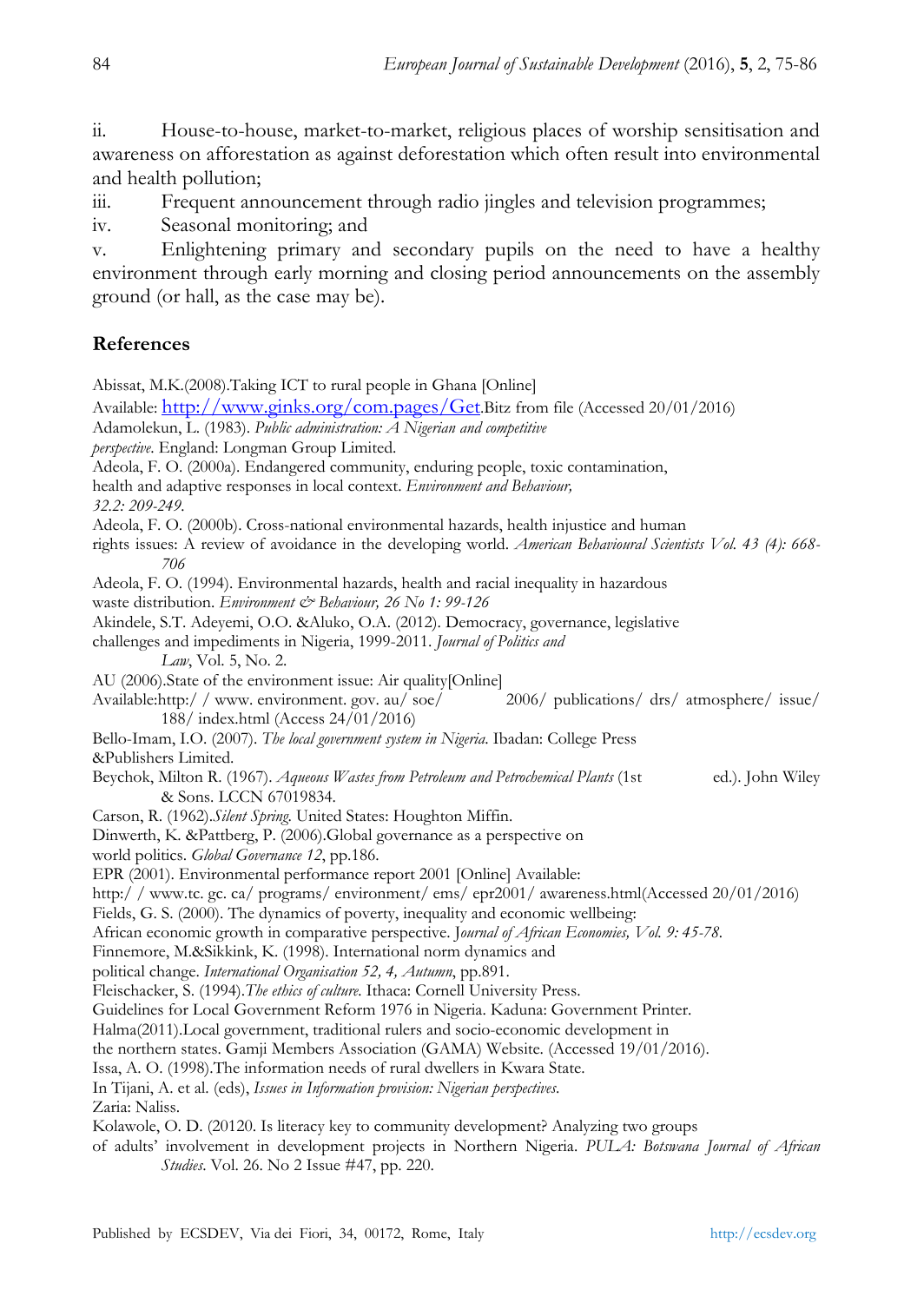ii. House-to-house, market-to-market, religious places of worship sensitisation and awareness on afforestation as against deforestation which often result into environmental and health pollution;

iii. Frequent announcement through radio jingles and television programmes;

iv. Seasonal monitoring; and

v. Enlightening primary and secondary pupils on the need to have a healthy environment through early morning and closing period announcements on the assembly ground (or hall, as the case may be).

## References

Abissat, M.K.(2008).Taking ICT to rural people in Ghana [Online] Available: http://www.ginks.org/com.pages/Get.Bitz from file (Accessed 20/01/2016)

Adamolekun, L. (1983). *Public administration: A Nigerian and competitive perspective*. England: Longman Group Limited.

Adeola, F. O. (2000a). Endangered community, enduring people, toxic contamination, health and adaptive responses in local context. *Environment and Behaviour, 32.2: 209-249.*

Adeola, F. O. (2000b). Cross-national environmental hazards, health injustice and human rights issues: A review of avoidance in the developing world. *American Behavioural Scientists Vol. 43 (4): 668-706*

Adeola, F. O. (1994). Environmental hazards, health and racial inequality in hazardous waste distribution. *Environment & Behaviour, 26 No 1: 99-126*

Akindele, S.T. Adeyemi, O.O. &Aluko, O.A. (2012). Democracy, governance, legislative challenges and impediments in Nigeria, 1999-2011. *Journal of Politics and Law*, Vol. 5, No. 2.

AU (2006).State of the environment issue: Air quality[Online] Available:http:/ / www. environment. gov. au/ soe/ 2006/ publications/ drs/ atmosphere/ issue/ 188/ index.html (Access 24/01/2016)

Bello-Imam, I.O. (2007). *The local government system in Nigeria*. Ibadan: College Press &Publishers Limited.

Beychok, Milton R. (1967). *Aqueous Wastes from Petroleum and Petrochemical Plants* (1st ed.). John Wiley & Sons. LCCN 67019834.

Carson, R. (1962).*Silent Spring*. United States: Houghton Miffin.

Dinwerth, K. &Pattberg, P. (2006).Global governance as a perspective on world politics. *Global Governance 12*, pp.186.

EPR (2001). Environmental performance report 2001 [Online] Available: http:/ / www.tc. gc. ca/ programs/ environment/ ems/ epr2001/ awareness.html(Accessed 20/01/2016)

Fields, G. S. (2000). The dynamics of poverty, inequality and economic wellbeing: African economic growth in comparative perspective. J*ournal of African Economies, Vol. 9: 45-78.*

Finnemore, M.&Sikkink, K. (1998). International norm dynamics and political change. *International Organisation 52, 4, Autumn*, pp.891.

Fleischacker, S. (1994).*The ethics of culture*. Ithaca: Cornell University Press.

Guidelines for Local Government Reform 1976 in Nigeria. Kaduna: Government Printer.

Halma(2011).Local government, traditional rulers and socio-economic development in the northern states. Gamji Members Association (GAMA) Website. (Accessed 19/01/2016).

Issa, A. O. (1998).The information needs of rural dwellers in Kwara State. In Tijani, A. et al. (eds), *Issues in Information provision: Nigerian perspectives*. Zaria: Naliss.

Kolawole, O. D. (20120. Is literacy key to community development? Analyzing two groups of adults' involvement in development projects in Northern Nigeria. *PULA: Botswana Journal of African Studies*. Vol. 26. No 2 Issue #47, pp. 220.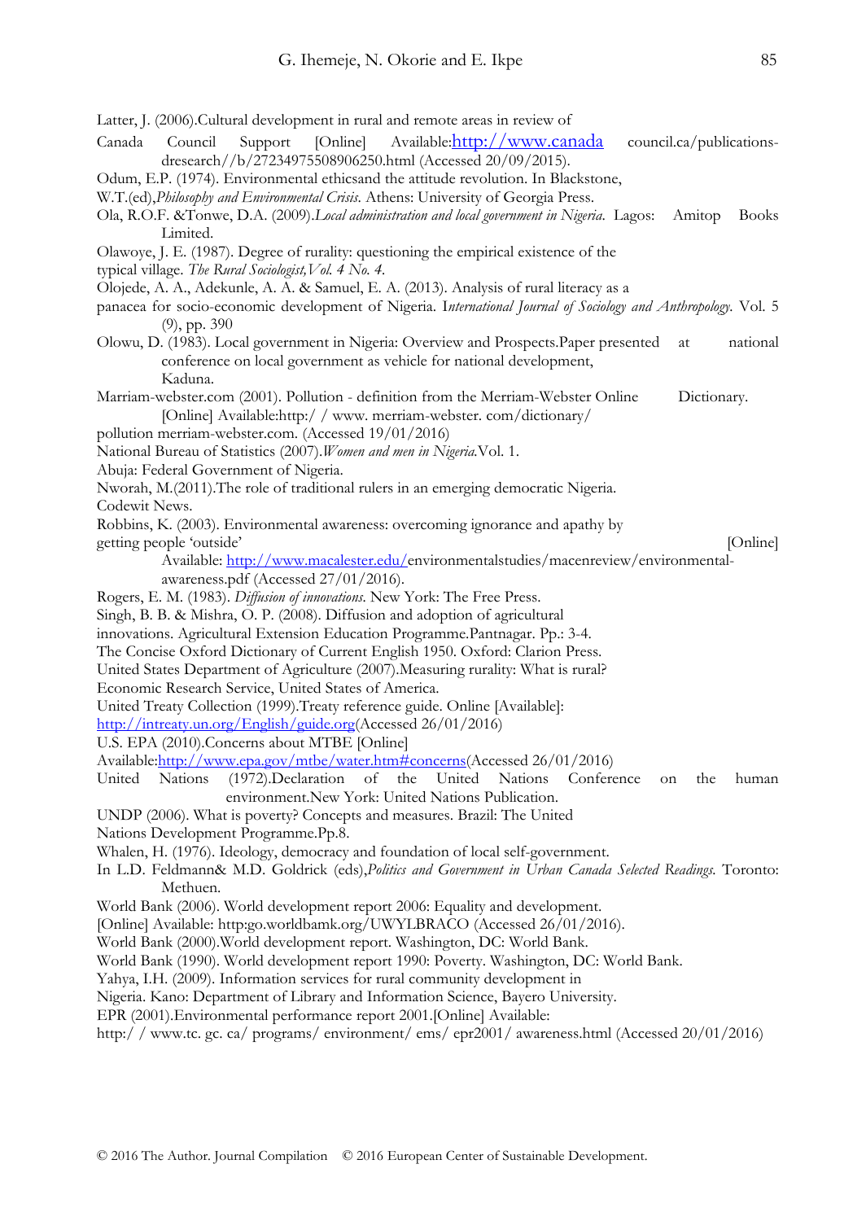Latter, J. (2006).Cultural development in rural and remote areas in review of Canada Council Support [Online] Available:http://www.canada council.ca/publications-dresearch//b/27234975508906250.html (Accessed 20/09/2015).

Odum, E.P. (1974). Environmental ethicsand the attitude revolution. In Blackstone, W.T.(ed),*Philosophy and Environmental Crisis*. Athens: University of Georgia Press.

Ola, R.O.F. &Tonwe, D.A. (2009).*Local administration and local government in Nigeria*. Lagos: Amitop Books Limited.

Olawoye, J. E. (1987). Degree of rurality: questioning the empirical existence of the typical village. *The Rural Sociologist,Vol. 4 No. 4*.

Olojede, A. A., Adekunle, A. A. & Samuel, E. A. (2013). Analysis of rural literacy as a panacea for socio-economic development of Nigeria. I*nternational Journal of Sociology and Anthropology*. Vol. 5 (9), pp. 390

Olowu, D. (1983). Local government in Nigeria: Overview and Prospects.Paper presented at national conference on local government as vehicle for national development, Kaduna.

Marriam-webster.com (2001). Pollution - definition from the Merriam-Webster Online Dictionary. [Online] Available:http:/ / www. merriam-webster. com/dictionary/ pollution merriam-webster.com. (Accessed 19/01/2016)

National Bureau of Statistics (2007).*Women and men in Nigeria*.Vol. 1. Abuja: Federal Government of Nigeria.

Nworah, M.(2011).The role of traditional rulers in an emerging democratic Nigeria. Codewit News.

Robbins, K. (2003). Environmental awareness: overcoming ignorance and apathy by getting people 'outside' [Online] Available: http://www.macalester.edu/environmentalstudies/macenreview/environmental-awareness.pdf (Accessed 27/01/2016).

Rogers, E. M. (1983). *Diffusion of innovations*. New York: The Free Press.

Singh, B. B. & Mishra, O. P. (2008). Diffusion and adoption of agricultural innovations. Agricultural Extension Education Programme.Pantnagar. Pp.: 3-4.

The Concise Oxford Dictionary of Current English 1950. Oxford: Clarion Press.

United States Department of Agriculture (2007).Measuring rurality: What is rural? Economic Research Service, United States of America.

United Treaty Collection (1999).Treaty reference guide. Online [Available]: http://intreaty.un.org/English/guide.org(Accessed 26/01/2016)

U.S. EPA (2010).Concerns about MTBE [Online] Available:http://www.epa.gov/mtbe/water.htm#concerns(Accessed 26/01/2016)

United Nations (1972).Declaration of the United Nations Conference on the human environment.New York: United Nations Publication.

UNDP (2006). What is poverty? Concepts and measures. Brazil: The United Nations Development Programme.Pp.8.

Whalen, H. (1976). Ideology, democracy and foundation of local self-government. In L.D. Feldmann& M.D. Goldrick (eds),*Politics and Government in Urban Canada Selected Readings*. Toronto: Methuen.

World Bank (2006). World development report 2006: Equality and development. [Online] Available: http:go.worldbamk.org/UWYLBRACO (Accessed 26/01/2016).

World Bank (2000).World development report. Washington, DC: World Bank.

World Bank (1990). World development report 1990: Poverty. Washington, DC: World Bank.

Yahya, I.H. (2009). Information services for rural community development in Nigeria. Kano: Department of Library and Information Science, Bayero University.

EPR (2001).Environmental performance report 2001.[Online] Available: http:/ / www.tc. gc. ca/ programs/ environment/ ems/ epr2001/ awareness.html (Accessed 20/01/2016)